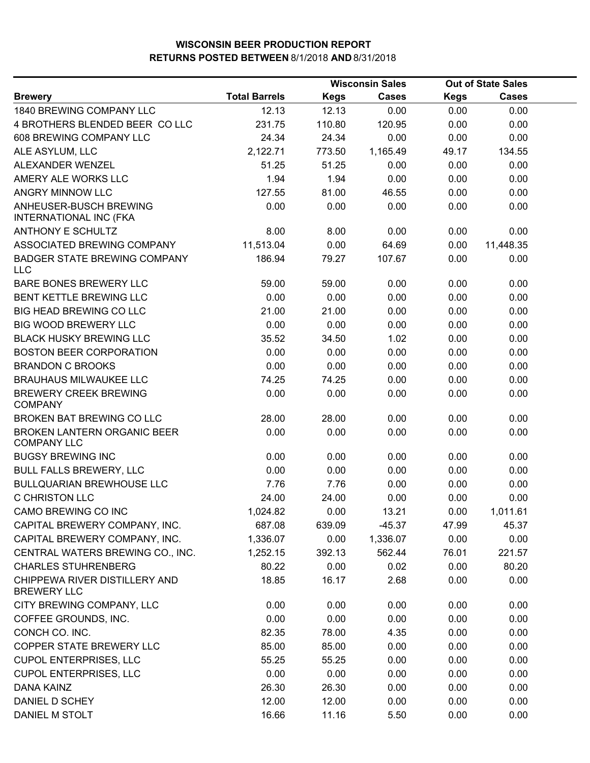# WISCONSIN BEER PRODUCTION REPORT
## RETURNS POSTED BETWEEN 8/1/2018 AND 8/31/2018

| | | Wisconsin Sales | | Out of State Sales | |
|---|---|---|---|---|---|
| **Brewery** | **Total Barrels** | **Kegs** | **Cases** | **Kegs** | **Cases** |
| 1840 BREWING COMPANY LLC | 12.13 | 12.13 | 0.00 | 0.00 | 0.00 |
| 4 BROTHERS BLENDED BEER CO LLC | 231.75 | 110.80 | 120.95 | 0.00 | 0.00 |
| 608 BREWING COMPANY LLC | 24.34 | 24.34 | 0.00 | 0.00 | 0.00 |
| ALE ASYLUM, LLC | 2,122.71 | 773.50 | 1,165.49 | 49.17 | 134.55 |
| ALEXANDER WENZEL | 51.25 | 51.25 | 0.00 | 0.00 | 0.00 |
| AMERY ALE WORKS LLC | 1.94 | 1.94 | 0.00 | 0.00 | 0.00 |
| ANGRY MINNOW LLC | 127.55 | 81.00 | 46.55 | 0.00 | 0.00 |
| ANHEUSER-BUSCH BREWING INTERNATIONAL INC (FKA | 0.00 | 0.00 | 0.00 | 0.00 | 0.00 |
| ANTHONY E SCHULTZ | 8.00 | 8.00 | 0.00 | 0.00 | 0.00 |
| ASSOCIATED BREWING COMPANY | 11,513.04 | 0.00 | 64.69 | 0.00 | 11,448.35 |
| BADGER STATE BREWING COMPANY LLC | 186.94 | 79.27 | 107.67 | 0.00 | 0.00 |
| BARE BONES BREWERY LLC | 59.00 | 59.00 | 0.00 | 0.00 | 0.00 |
| BENT KETTLE BREWING LLC | 0.00 | 0.00 | 0.00 | 0.00 | 0.00 |
| BIG HEAD BREWING CO LLC | 21.00 | 21.00 | 0.00 | 0.00 | 0.00 |
| BIG WOOD BREWERY LLC | 0.00 | 0.00 | 0.00 | 0.00 | 0.00 |
| BLACK HUSKY BREWING LLC | 35.52 | 34.50 | 1.02 | 0.00 | 0.00 |
| BOSTON BEER CORPORATION | 0.00 | 0.00 | 0.00 | 0.00 | 0.00 |
| BRANDON C BROOKS | 0.00 | 0.00 | 0.00 | 0.00 | 0.00 |
| BRAUHAUS MILWAUKEE LLC | 74.25 | 74.25 | 0.00 | 0.00 | 0.00 |
| BREWERY CREEK BREWING COMPANY | 0.00 | 0.00 | 0.00 | 0.00 | 0.00 |
| BROKEN BAT BREWING CO LLC | 28.00 | 28.00 | 0.00 | 0.00 | 0.00 |
| BROKEN LANTERN ORGANIC BEER COMPANY LLC | 0.00 | 0.00 | 0.00 | 0.00 | 0.00 |
| BUGSY BREWING INC | 0.00 | 0.00 | 0.00 | 0.00 | 0.00 |
| BULL FALLS BREWERY, LLC | 0.00 | 0.00 | 0.00 | 0.00 | 0.00 |
| BULLQUARIAN BREWHOUSE LLC | 7.76 | 7.76 | 0.00 | 0.00 | 0.00 |
| C CHRISTON LLC | 24.00 | 24.00 | 0.00 | 0.00 | 0.00 |
| CAMO BREWING CO INC | 1,024.82 | 0.00 | 13.21 | 0.00 | 1,011.61 |
| CAPITAL BREWERY COMPANY, INC. | 687.08 | 639.09 | -45.37 | 47.99 | 45.37 |
| CAPITAL BREWERY COMPANY, INC. | 1,336.07 | 0.00 | 1,336.07 | 0.00 | 0.00 |
| CENTRAL WATERS BREWING CO., INC. | 1,252.15 | 392.13 | 562.44 | 76.01 | 221.57 |
| CHARLES STUHRENBERG | 80.22 | 0.00 | 0.02 | 0.00 | 80.20 |
| CHIPPEWA RIVER DISTILLERY AND BREWERY LLC | 18.85 | 16.17 | 2.68 | 0.00 | 0.00 |
| CITY BREWING COMPANY, LLC | 0.00 | 0.00 | 0.00 | 0.00 | 0.00 |
| COFFEE GROUNDS, INC. | 0.00 | 0.00 | 0.00 | 0.00 | 0.00 |
| CONCH CO. INC. | 82.35 | 78.00 | 4.35 | 0.00 | 0.00 |
| COPPER STATE BREWERY LLC | 85.00 | 85.00 | 0.00 | 0.00 | 0.00 |
| CUPOL ENTERPRISES, LLC | 55.25 | 55.25 | 0.00 | 0.00 | 0.00 |
| CUPOL ENTERPRISES, LLC | 0.00 | 0.00 | 0.00 | 0.00 | 0.00 |
| DANA KAINZ | 26.30 | 26.30 | 0.00 | 0.00 | 0.00 |
| DANIEL D SCHEY | 12.00 | 12.00 | 0.00 | 0.00 | 0.00 |
| DANIEL M STOLT | 16.66 | 11.16 | 5.50 | 0.00 | 0.00 |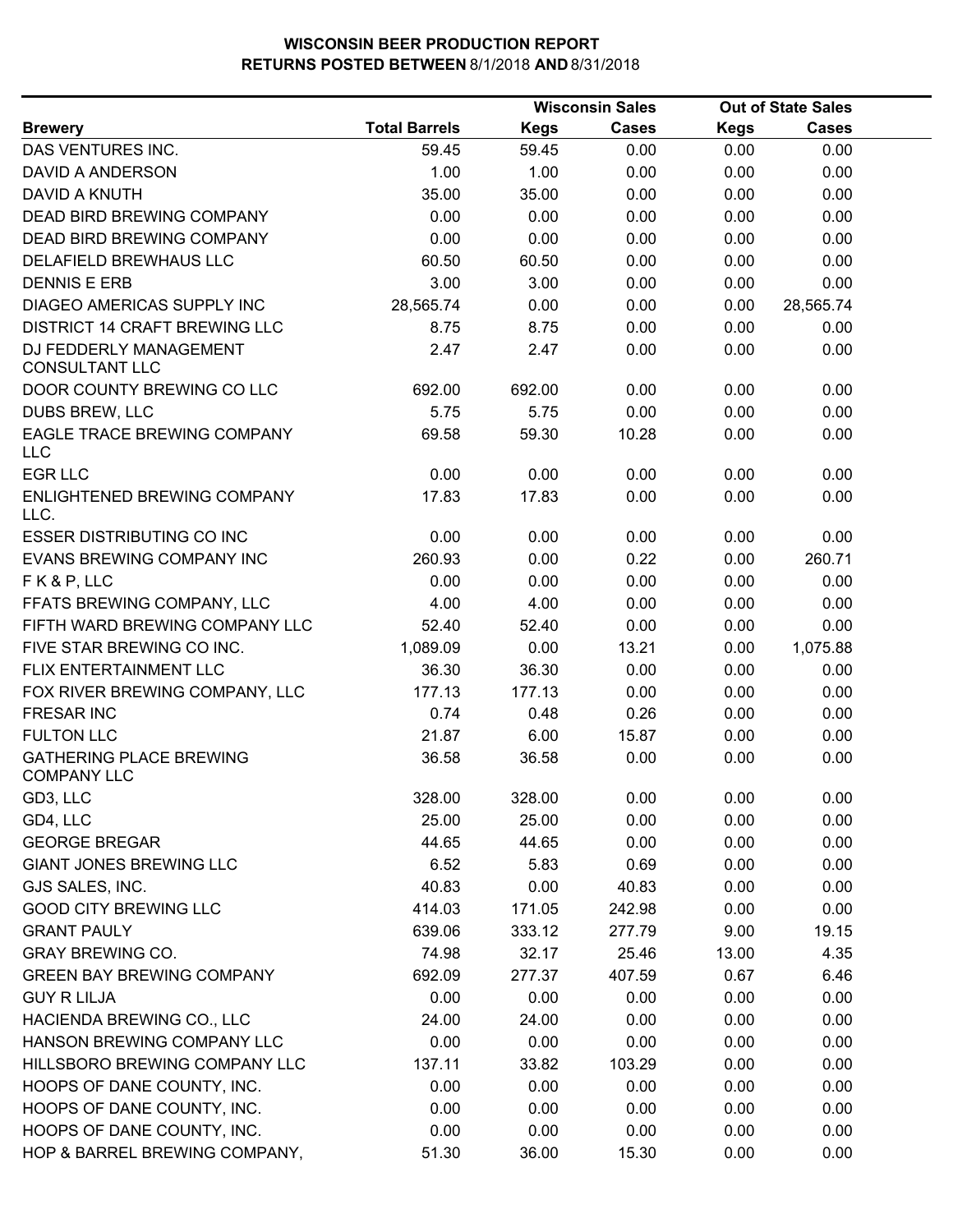# WISCONSIN BEER PRODUCTION REPORT
## RETURNS POSTED BETWEEN 8/1/2018 AND 8/31/2018

| | | Wisconsin Sales | | Out of State Sales | |
|---|---|---|---|---|---|
| **Brewery** | **Total Barrels** | **Kegs** | **Cases** | **Kegs** | **Cases** |
| DAS VENTURES INC. | 59.45 | 59.45 | 0.00 | 0.00 | 0.00 |
| DAVID A ANDERSON | 1.00 | 1.00 | 0.00 | 0.00 | 0.00 |
| DAVID A KNUTH | 35.00 | 35.00 | 0.00 | 0.00 | 0.00 |
| DEAD BIRD BREWING COMPANY | 0.00 | 0.00 | 0.00 | 0.00 | 0.00 |
| DEAD BIRD BREWING COMPANY | 0.00 | 0.00 | 0.00 | 0.00 | 0.00 |
| DELAFIELD BREWHAUS LLC | 60.50 | 60.50 | 0.00 | 0.00 | 0.00 |
| DENNIS E ERB | 3.00 | 3.00 | 0.00 | 0.00 | 0.00 |
| DIAGEO AMERICAS SUPPLY INC | 28,565.74 | 0.00 | 0.00 | 0.00 | 28,565.74 |
| DISTRICT 14 CRAFT BREWING LLC | 8.75 | 8.75 | 0.00 | 0.00 | 0.00 |
| DJ FEDDERLY MANAGEMENT CONSULTANT LLC | 2.47 | 2.47 | 0.00 | 0.00 | 0.00 |
| DOOR COUNTY BREWING CO LLC | 692.00 | 692.00 | 0.00 | 0.00 | 0.00 |
| DUBS BREW, LLC | 5.75 | 5.75 | 0.00 | 0.00 | 0.00 |
| EAGLE TRACE BREWING COMPANY LLC | 69.58 | 59.30 | 10.28 | 0.00 | 0.00 |
| EGR LLC | 0.00 | 0.00 | 0.00 | 0.00 | 0.00 |
| ENLIGHTENED BREWING COMPANY LLC. | 17.83 | 17.83 | 0.00 | 0.00 | 0.00 |
| ESSER DISTRIBUTING CO INC | 0.00 | 0.00 | 0.00 | 0.00 | 0.00 |
| EVANS BREWING COMPANY INC | 260.93 | 0.00 | 0.22 | 0.00 | 260.71 |
| F K & P, LLC | 0.00 | 0.00 | 0.00 | 0.00 | 0.00 |
| FFATS BREWING COMPANY, LLC | 4.00 | 4.00 | 0.00 | 0.00 | 0.00 |
| FIFTH WARD BREWING COMPANY LLC | 52.40 | 52.40 | 0.00 | 0.00 | 0.00 |
| FIVE STAR BREWING CO INC. | 1,089.09 | 0.00 | 13.21 | 0.00 | 1,075.88 |
| FLIX ENTERTAINMENT LLC | 36.30 | 36.30 | 0.00 | 0.00 | 0.00 |
| FOX RIVER BREWING COMPANY, LLC | 177.13 | 177.13 | 0.00 | 0.00 | 0.00 |
| FRESAR INC | 0.74 | 0.48 | 0.26 | 0.00 | 0.00 |
| FULTON LLC | 21.87 | 6.00 | 15.87 | 0.00 | 0.00 |
| GATHERING PLACE BREWING COMPANY LLC | 36.58 | 36.58 | 0.00 | 0.00 | 0.00 |
| GD3, LLC | 328.00 | 328.00 | 0.00 | 0.00 | 0.00 |
| GD4, LLC | 25.00 | 25.00 | 0.00 | 0.00 | 0.00 |
| GEORGE BREGAR | 44.65 | 44.65 | 0.00 | 0.00 | 0.00 |
| GIANT JONES BREWING LLC | 6.52 | 5.83 | 0.69 | 0.00 | 0.00 |
| GJS SALES, INC. | 40.83 | 0.00 | 40.83 | 0.00 | 0.00 |
| GOOD CITY BREWING LLC | 414.03 | 171.05 | 242.98 | 0.00 | 0.00 |
| GRANT PAULY | 639.06 | 333.12 | 277.79 | 9.00 | 19.15 |
| GRAY BREWING CO. | 74.98 | 32.17 | 25.46 | 13.00 | 4.35 |
| GREEN BAY BREWING COMPANY | 692.09 | 277.37 | 407.59 | 0.67 | 6.46 |
| GUY R LILJA | 0.00 | 0.00 | 0.00 | 0.00 | 0.00 |
| HACIENDA BREWING CO., LLC | 24.00 | 24.00 | 0.00 | 0.00 | 0.00 |
| HANSON BREWING COMPANY LLC | 0.00 | 0.00 | 0.00 | 0.00 | 0.00 |
| HILLSBORO BREWING COMPANY LLC | 137.11 | 33.82 | 103.29 | 0.00 | 0.00 |
| HOOPS OF DANE COUNTY, INC. | 0.00 | 0.00 | 0.00 | 0.00 | 0.00 |
| HOOPS OF DANE COUNTY, INC. | 0.00 | 0.00 | 0.00 | 0.00 | 0.00 |
| HOOPS OF DANE COUNTY, INC. | 0.00 | 0.00 | 0.00 | 0.00 | 0.00 |
| HOP & BARREL BREWING COMPANY, | 51.30 | 36.00 | 15.30 | 0.00 | 0.00 |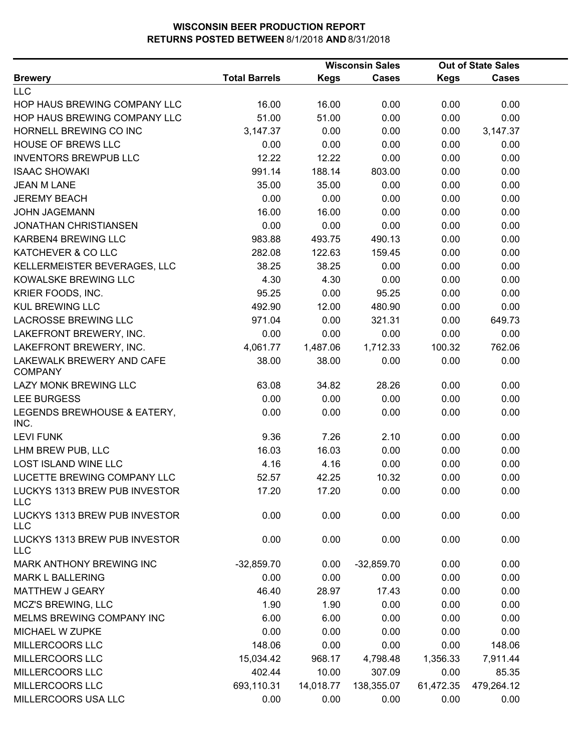# WISCONSIN BEER PRODUCTION REPORT
## RETURNS POSTED BETWEEN 8/1/2018 AND 8/31/2018

| | | Wisconsin Sales | | Out of State Sales | |
|---|---|---|---|---|---|
| **Brewery** | **Total Barrels** | **Kegs** | **Cases** | **Kegs** | **Cases** |
| LLC | | | | | |
| HOP HAUS BREWING COMPANY LLC | 16.00 | 16.00 | 0.00 | 0.00 | 0.00 |
| HOP HAUS BREWING COMPANY LLC | 51.00 | 51.00 | 0.00 | 0.00 | 0.00 |
| HORNELL BREWING CO INC | 3,147.37 | 0.00 | 0.00 | 0.00 | 3,147.37 |
| HOUSE OF BREWS LLC | 0.00 | 0.00 | 0.00 | 0.00 | 0.00 |
| INVENTORS BREWPUB LLC | 12.22 | 12.22 | 0.00 | 0.00 | 0.00 |
| ISAAC SHOWAKI | 991.14 | 188.14 | 803.00 | 0.00 | 0.00 |
| JEAN M LANE | 35.00 | 35.00 | 0.00 | 0.00 | 0.00 |
| JEREMY BEACH | 0.00 | 0.00 | 0.00 | 0.00 | 0.00 |
| JOHN JAGEMANN | 16.00 | 16.00 | 0.00 | 0.00 | 0.00 |
| JONATHAN CHRISTIANSEN | 0.00 | 0.00 | 0.00 | 0.00 | 0.00 |
| KARBEN4 BREWING LLC | 983.88 | 493.75 | 490.13 | 0.00 | 0.00 |
| KATCHEVER & CO LLC | 282.08 | 122.63 | 159.45 | 0.00 | 0.00 |
| KELLERMEISTER BEVERAGES, LLC | 38.25 | 38.25 | 0.00 | 0.00 | 0.00 |
| KOWALSKE BREWING LLC | 4.30 | 4.30 | 0.00 | 0.00 | 0.00 |
| KRIER FOODS, INC. | 95.25 | 0.00 | 95.25 | 0.00 | 0.00 |
| KUL BREWING LLC | 492.90 | 12.00 | 480.90 | 0.00 | 0.00 |
| LACROSSE BREWING LLC | 971.04 | 0.00 | 321.31 | 0.00 | 649.73 |
| LAKEFRONT BREWERY, INC. | 0.00 | 0.00 | 0.00 | 0.00 | 0.00 |
| LAKEFRONT BREWERY, INC. | 4,061.77 | 1,487.06 | 1,712.33 | 100.32 | 762.06 |
| LAKEWALK BREWERY AND CAFE COMPANY | 38.00 | 38.00 | 0.00 | 0.00 | 0.00 |
| LAZY MONK BREWING LLC | 63.08 | 34.82 | 28.26 | 0.00 | 0.00 |
| LEE BURGESS | 0.00 | 0.00 | 0.00 | 0.00 | 0.00 |
| LEGENDS BREWHOUSE & EATERY, INC. | 0.00 | 0.00 | 0.00 | 0.00 | 0.00 |
| LEVI FUNK | 9.36 | 7.26 | 2.10 | 0.00 | 0.00 |
| LHM BREW PUB, LLC | 16.03 | 16.03 | 0.00 | 0.00 | 0.00 |
| LOST ISLAND WINE LLC | 4.16 | 4.16 | 0.00 | 0.00 | 0.00 |
| LUCETTE BREWING COMPANY LLC | 52.57 | 42.25 | 10.32 | 0.00 | 0.00 |
| LUCKYS 1313 BREW PUB INVESTOR LLC | 17.20 | 17.20 | 0.00 | 0.00 | 0.00 |
| LUCKYS 1313 BREW PUB INVESTOR LLC | 0.00 | 0.00 | 0.00 | 0.00 | 0.00 |
| LUCKYS 1313 BREW PUB INVESTOR LLC | 0.00 | 0.00 | 0.00 | 0.00 | 0.00 |
| MARK ANTHONY BREWING INC | -32,859.70 | 0.00 | -32,859.70 | 0.00 | 0.00 |
| MARK L BALLERING | 0.00 | 0.00 | 0.00 | 0.00 | 0.00 |
| MATTHEW J GEARY | 46.40 | 28.97 | 17.43 | 0.00 | 0.00 |
| MCZ'S BREWING, LLC | 1.90 | 1.90 | 0.00 | 0.00 | 0.00 |
| MELMS BREWING COMPANY INC | 6.00 | 6.00 | 0.00 | 0.00 | 0.00 |
| MICHAEL W ZUPKE | 0.00 | 0.00 | 0.00 | 0.00 | 0.00 |
| MILLERCOORS LLC | 148.06 | 0.00 | 0.00 | 0.00 | 148.06 |
| MILLERCOORS LLC | 15,034.42 | 968.17 | 4,798.48 | 1,356.33 | 7,911.44 |
| MILLERCOORS LLC | 402.44 | 10.00 | 307.09 | 0.00 | 85.35 |
| MILLERCOORS LLC | 693,110.31 | 14,018.77 | 138,355.07 | 61,472.35 | 479,264.12 |
| MILLERCOORS USA LLC | 0.00 | 0.00 | 0.00 | 0.00 | 0.00 |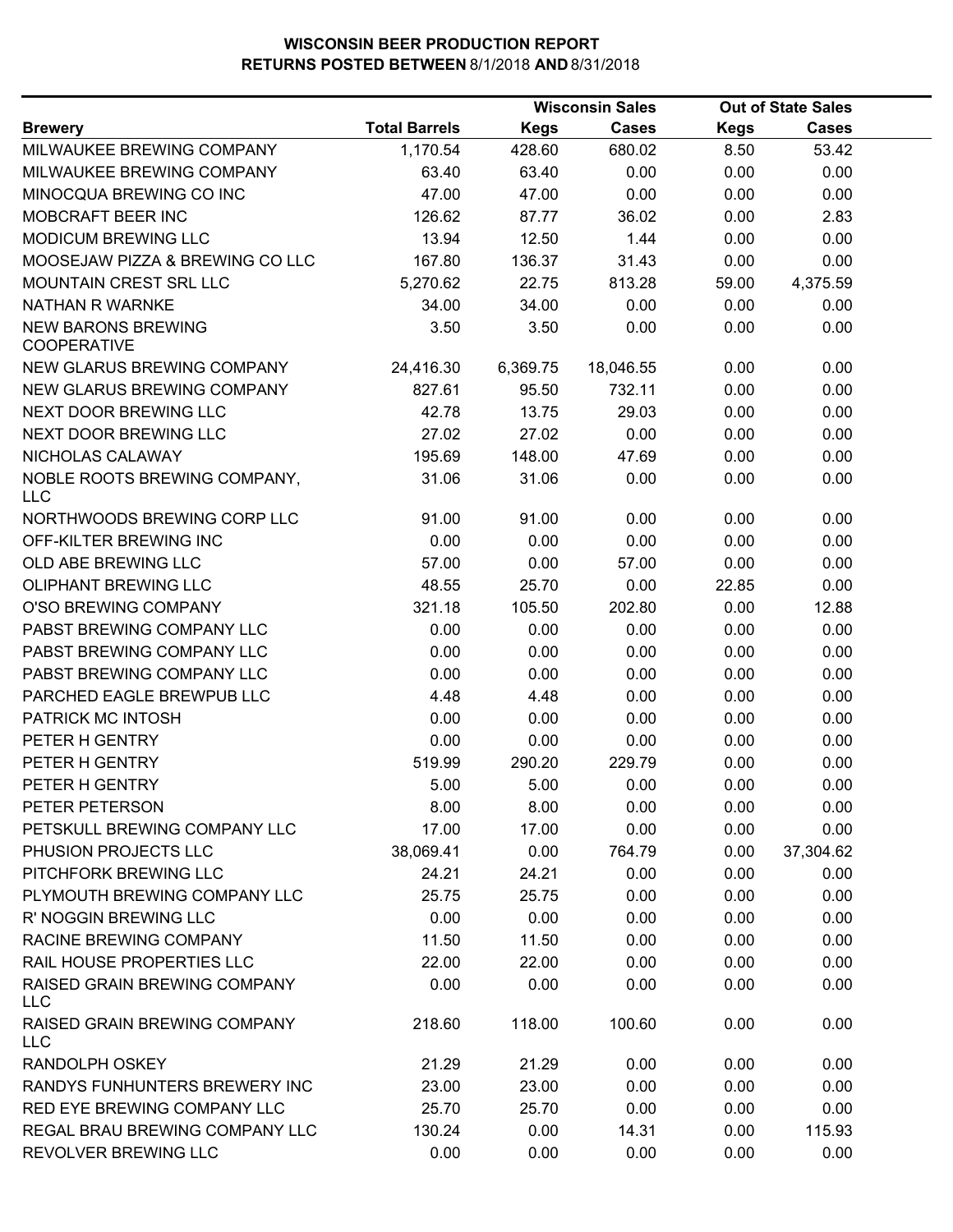**WISCONSIN BEER PRODUCTION REPORT**
**RETURNS POSTED BETWEEN 8/1/2018 AND 8/31/2018**

| Brewery | Total Barrels | Wisconsin Sales | | Out of State Sales | |
|---|---|---|---|---|---|
| | | Kegs | Cases | Kegs | Cases |
| MILWAUKEE BREWING COMPANY | 1,170.54 | 428.60 | 680.02 | 8.50 | 53.42 |
| MILWAUKEE BREWING COMPANY | 63.40 | 63.40 | 0.00 | 0.00 | 0.00 |
| MINOCQUA BREWING CO INC | 47.00 | 47.00 | 0.00 | 0.00 | 0.00 |
| MOBCRAFT BEER INC | 126.62 | 87.77 | 36.02 | 0.00 | 2.83 |
| MODICUM BREWING LLC | 13.94 | 12.50 | 1.44 | 0.00 | 0.00 |
| MOOSEJAW PIZZA & BREWING CO LLC | 167.80 | 136.37 | 31.43 | 0.00 | 0.00 |
| MOUNTAIN CREST SRL LLC | 5,270.62 | 22.75 | 813.28 | 59.00 | 4,375.59 |
| NATHAN R WARNKE | 34.00 | 34.00 | 0.00 | 0.00 | 0.00 |
| NEW BARONS BREWING COOPERATIVE | 3.50 | 3.50 | 0.00 | 0.00 | 0.00 |
| NEW GLARUS BREWING COMPANY | 24,416.30 | 6,369.75 | 18,046.55 | 0.00 | 0.00 |
| NEW GLARUS BREWING COMPANY | 827.61 | 95.50 | 732.11 | 0.00 | 0.00 |
| NEXT DOOR BREWING LLC | 42.78 | 13.75 | 29.03 | 0.00 | 0.00 |
| NEXT DOOR BREWING LLC | 27.02 | 27.02 | 0.00 | 0.00 | 0.00 |
| NICHOLAS CALAWAY | 195.69 | 148.00 | 47.69 | 0.00 | 0.00 |
| NOBLE ROOTS BREWING COMPANY, LLC | 31.06 | 31.06 | 0.00 | 0.00 | 0.00 |
| NORTHWOODS BREWING CORP LLC | 91.00 | 91.00 | 0.00 | 0.00 | 0.00 |
| OFF-KILTER BREWING INC | 0.00 | 0.00 | 0.00 | 0.00 | 0.00 |
| OLD ABE BREWING LLC | 57.00 | 0.00 | 57.00 | 0.00 | 0.00 |
| OLIPHANT BREWING LLC | 48.55 | 25.70 | 0.00 | 22.85 | 0.00 |
| O'SO BREWING COMPANY | 321.18 | 105.50 | 202.80 | 0.00 | 12.88 |
| PABST BREWING COMPANY LLC | 0.00 | 0.00 | 0.00 | 0.00 | 0.00 |
| PABST BREWING COMPANY LLC | 0.00 | 0.00 | 0.00 | 0.00 | 0.00 |
| PABST BREWING COMPANY LLC | 0.00 | 0.00 | 0.00 | 0.00 | 0.00 |
| PARCHED EAGLE BREWPUB LLC | 4.48 | 4.48 | 0.00 | 0.00 | 0.00 |
| PATRICK MC INTOSH | 0.00 | 0.00 | 0.00 | 0.00 | 0.00 |
| PETER H GENTRY | 0.00 | 0.00 | 0.00 | 0.00 | 0.00 |
| PETER H GENTRY | 519.99 | 290.20 | 229.79 | 0.00 | 0.00 |
| PETER H GENTRY | 5.00 | 5.00 | 0.00 | 0.00 | 0.00 |
| PETER PETERSON | 8.00 | 8.00 | 0.00 | 0.00 | 0.00 |
| PETSKULL BREWING COMPANY LLC | 17.00 | 17.00 | 0.00 | 0.00 | 0.00 |
| PHUSION PROJECTS LLC | 38,069.41 | 0.00 | 764.79 | 0.00 | 37,304.62 |
| PITCHFORK BREWING LLC | 24.21 | 24.21 | 0.00 | 0.00 | 0.00 |
| PLYMOUTH BREWING COMPANY LLC | 25.75 | 25.75 | 0.00 | 0.00 | 0.00 |
| R' NOGGIN BREWING LLC | 0.00 | 0.00 | 0.00 | 0.00 | 0.00 |
| RACINE BREWING COMPANY | 11.50 | 11.50 | 0.00 | 0.00 | 0.00 |
| RAIL HOUSE PROPERTIES LLC | 22.00 | 22.00 | 0.00 | 0.00 | 0.00 |
| RAISED GRAIN BREWING COMPANY LLC | 0.00 | 0.00 | 0.00 | 0.00 | 0.00 |
| RAISED GRAIN BREWING COMPANY LLC | 218.60 | 118.00 | 100.60 | 0.00 | 0.00 |
| RANDOLPH OSKEY | 21.29 | 21.29 | 0.00 | 0.00 | 0.00 |
| RANDYS FUNHUNTERS BREWERY INC | 23.00 | 23.00 | 0.00 | 0.00 | 0.00 |
| RED EYE BREWING COMPANY LLC | 25.70 | 25.70 | 0.00 | 0.00 | 0.00 |
| REGAL BRAU BREWING COMPANY LLC | 130.24 | 0.00 | 14.31 | 0.00 | 115.93 |
| REVOLVER BREWING LLC | 0.00 | 0.00 | 0.00 | 0.00 | 0.00 |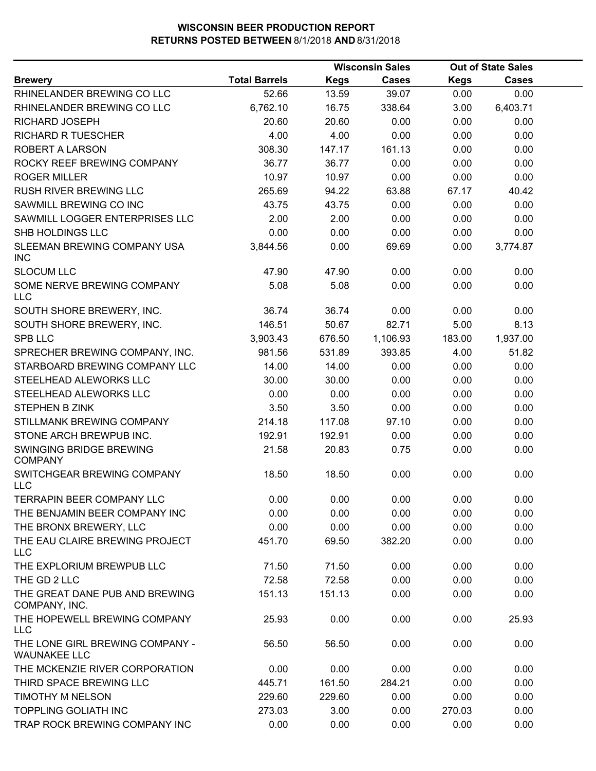# WISCONSIN BEER PRODUCTION REPORT
## RETURNS POSTED BETWEEN 8/1/2018 AND 8/31/2018

| | | Wisconsin Sales | | Out of State Sales | |
|---|---|---|---|---|---|
| **Brewery** | **Total Barrels** | **Kegs** | **Cases** | **Kegs** | **Cases** |
| RHINELANDER BREWING CO LLC | 52.66 | 13.59 | 39.07 | 0.00 | 0.00 |
| RHINELANDER BREWING CO LLC | 6,762.10 | 16.75 | 338.64 | 3.00 | 6,403.71 |
| RICHARD JOSEPH | 20.60 | 20.60 | 0.00 | 0.00 | 0.00 |
| RICHARD R TUESCHER | 4.00 | 4.00 | 0.00 | 0.00 | 0.00 |
| ROBERT A LARSON | 308.30 | 147.17 | 161.13 | 0.00 | 0.00 |
| ROCKY REEF BREWING COMPANY | 36.77 | 36.77 | 0.00 | 0.00 | 0.00 |
| ROGER MILLER | 10.97 | 10.97 | 0.00 | 0.00 | 0.00 |
| RUSH RIVER BREWING LLC | 265.69 | 94.22 | 63.88 | 67.17 | 40.42 |
| SAWMILL BREWING CO INC | 43.75 | 43.75 | 0.00 | 0.00 | 0.00 |
| SAWMILL LOGGER ENTERPRISES LLC | 2.00 | 2.00 | 0.00 | 0.00 | 0.00 |
| SHB HOLDINGS LLC | 0.00 | 0.00 | 0.00 | 0.00 | 0.00 |
| SLEEMAN BREWING COMPANY USA INC | 3,844.56 | 0.00 | 69.69 | 0.00 | 3,774.87 |
| SLOCUM LLC | 47.90 | 47.90 | 0.00 | 0.00 | 0.00 |
| SOME NERVE BREWING COMPANY LLC | 5.08 | 5.08 | 0.00 | 0.00 | 0.00 |
| SOUTH SHORE BREWERY, INC. | 36.74 | 36.74 | 0.00 | 0.00 | 0.00 |
| SOUTH SHORE BREWERY, INC. | 146.51 | 50.67 | 82.71 | 5.00 | 8.13 |
| SPB LLC | 3,903.43 | 676.50 | 1,106.93 | 183.00 | 1,937.00 |
| SPRECHER BREWING COMPANY, INC. | 981.56 | 531.89 | 393.85 | 4.00 | 51.82 |
| STARBOARD BREWING COMPANY LLC | 14.00 | 14.00 | 0.00 | 0.00 | 0.00 |
| STEELHEAD ALEWORKS LLC | 30.00 | 30.00 | 0.00 | 0.00 | 0.00 |
| STEELHEAD ALEWORKS LLC | 0.00 | 0.00 | 0.00 | 0.00 | 0.00 |
| STEPHEN B ZINK | 3.50 | 3.50 | 0.00 | 0.00 | 0.00 |
| STILLMANK BREWING COMPANY | 214.18 | 117.08 | 97.10 | 0.00 | 0.00 |
| STONE ARCH BREWPUB INC. | 192.91 | 192.91 | 0.00 | 0.00 | 0.00 |
| SWINGING BRIDGE BREWING COMPANY | 21.58 | 20.83 | 0.75 | 0.00 | 0.00 |
| SWITCHGEAR BREWING COMPANY LLC | 18.50 | 18.50 | 0.00 | 0.00 | 0.00 |
| TERRAPIN BEER COMPANY LLC | 0.00 | 0.00 | 0.00 | 0.00 | 0.00 |
| THE BENJAMIN BEER COMPANY INC | 0.00 | 0.00 | 0.00 | 0.00 | 0.00 |
| THE BRONX BREWERY, LLC | 0.00 | 0.00 | 0.00 | 0.00 | 0.00 |
| THE EAU CLAIRE BREWING PROJECT LLC | 451.70 | 69.50 | 382.20 | 0.00 | 0.00 |
| THE EXPLORIUM BREWPUB LLC | 71.50 | 71.50 | 0.00 | 0.00 | 0.00 |
| THE GD 2 LLC | 72.58 | 72.58 | 0.00 | 0.00 | 0.00 |
| THE GREAT DANE PUB AND BREWING COMPANY, INC. | 151.13 | 151.13 | 0.00 | 0.00 | 0.00 |
| THE HOPEWELL BREWING COMPANY LLC | 25.93 | 0.00 | 0.00 | 0.00 | 25.93 |
| THE LONE GIRL BREWING COMPANY - WAUNAKEE LLC | 56.50 | 56.50 | 0.00 | 0.00 | 0.00 |
| THE MCKENZIE RIVER CORPORATION | 0.00 | 0.00 | 0.00 | 0.00 | 0.00 |
| THIRD SPACE BREWING LLC | 445.71 | 161.50 | 284.21 | 0.00 | 0.00 |
| TIMOTHY M NELSON | 229.60 | 229.60 | 0.00 | 0.00 | 0.00 |
| TOPPLING GOLIATH INC | 273.03 | 3.00 | 0.00 | 270.03 | 0.00 |
| TRAP ROCK BREWING COMPANY INC | 0.00 | 0.00 | 0.00 | 0.00 | 0.00 |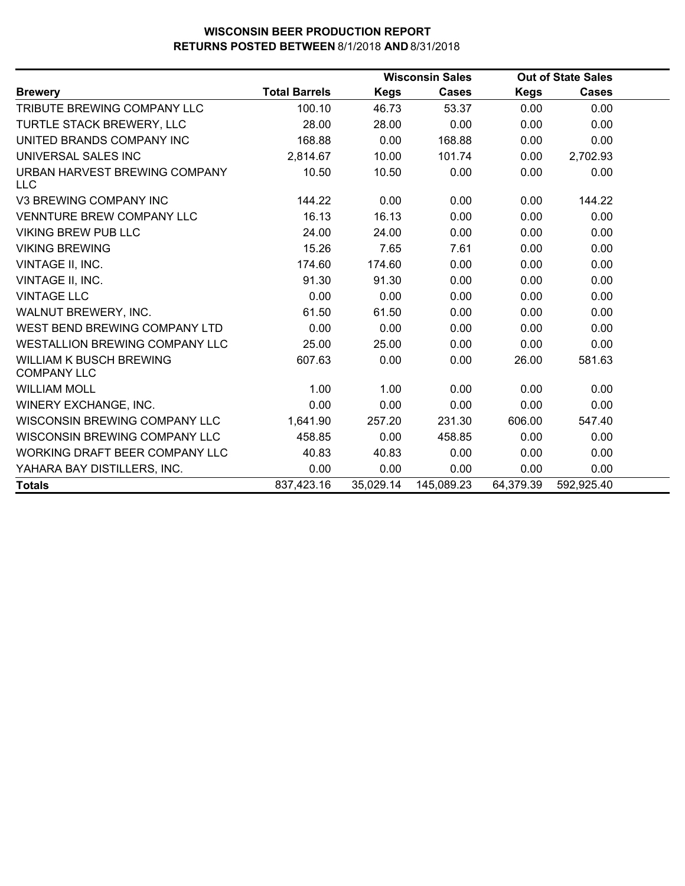**WISCONSIN BEER PRODUCTION REPORT**
**RETURNS POSTED BETWEEN** 8/1/2018 **AND** 8/31/2018

| | | Wisconsin Sales | | Out of State Sales | |
|---|---|---|---|---|---|
| **Brewery** | **Total Barrels** | **Kegs** | **Cases** | **Kegs** | **Cases** |
| TRIBUTE BREWING COMPANY LLC | 100.10 | 46.73 | 53.37 | 0.00 | 0.00 |
| TURTLE STACK BREWERY, LLC | 28.00 | 28.00 | 0.00 | 0.00 | 0.00 |
| UNITED BRANDS COMPANY INC | 168.88 | 0.00 | 168.88 | 0.00 | 0.00 |
| UNIVERSAL SALES INC | 2,814.67 | 10.00 | 101.74 | 0.00 | 2,702.93 |
| URBAN HARVEST BREWING COMPANY LLC | 10.50 | 10.50 | 0.00 | 0.00 | 0.00 |
| V3 BREWING COMPANY INC | 144.22 | 0.00 | 0.00 | 0.00 | 144.22 |
| VENNTURE BREW COMPANY LLC | 16.13 | 16.13 | 0.00 | 0.00 | 0.00 |
| VIKING BREW PUB LLC | 24.00 | 24.00 | 0.00 | 0.00 | 0.00 |
| VIKING BREWING | 15.26 | 7.65 | 7.61 | 0.00 | 0.00 |
| VINTAGE II, INC. | 174.60 | 174.60 | 0.00 | 0.00 | 0.00 |
| VINTAGE II, INC. | 91.30 | 91.30 | 0.00 | 0.00 | 0.00 |
| VINTAGE LLC | 0.00 | 0.00 | 0.00 | 0.00 | 0.00 |
| WALNUT BREWERY, INC. | 61.50 | 61.50 | 0.00 | 0.00 | 0.00 |
| WEST BEND BREWING COMPANY LTD | 0.00 | 0.00 | 0.00 | 0.00 | 0.00 |
| WESTALLION BREWING COMPANY LLC | 25.00 | 25.00 | 0.00 | 0.00 | 0.00 |
| WILLIAM K BUSCH BREWING COMPANY LLC | 607.63 | 0.00 | 0.00 | 26.00 | 581.63 |
| WILLIAM MOLL | 1.00 | 1.00 | 0.00 | 0.00 | 0.00 |
| WINERY EXCHANGE, INC. | 0.00 | 0.00 | 0.00 | 0.00 | 0.00 |
| WISCONSIN BREWING COMPANY LLC | 1,641.90 | 257.20 | 231.30 | 606.00 | 547.40 |
| WISCONSIN BREWING COMPANY LLC | 458.85 | 0.00 | 458.85 | 0.00 | 0.00 |
| WORKING DRAFT BEER COMPANY LLC | 40.83 | 40.83 | 0.00 | 0.00 | 0.00 |
| YAHARA BAY DISTILLERS, INC. | 0.00 | 0.00 | 0.00 | 0.00 | 0.00 |
| **Totals** | 837,423.16 | 35,029.14 | 145,089.23 | 64,379.39 | 592,925.40 |